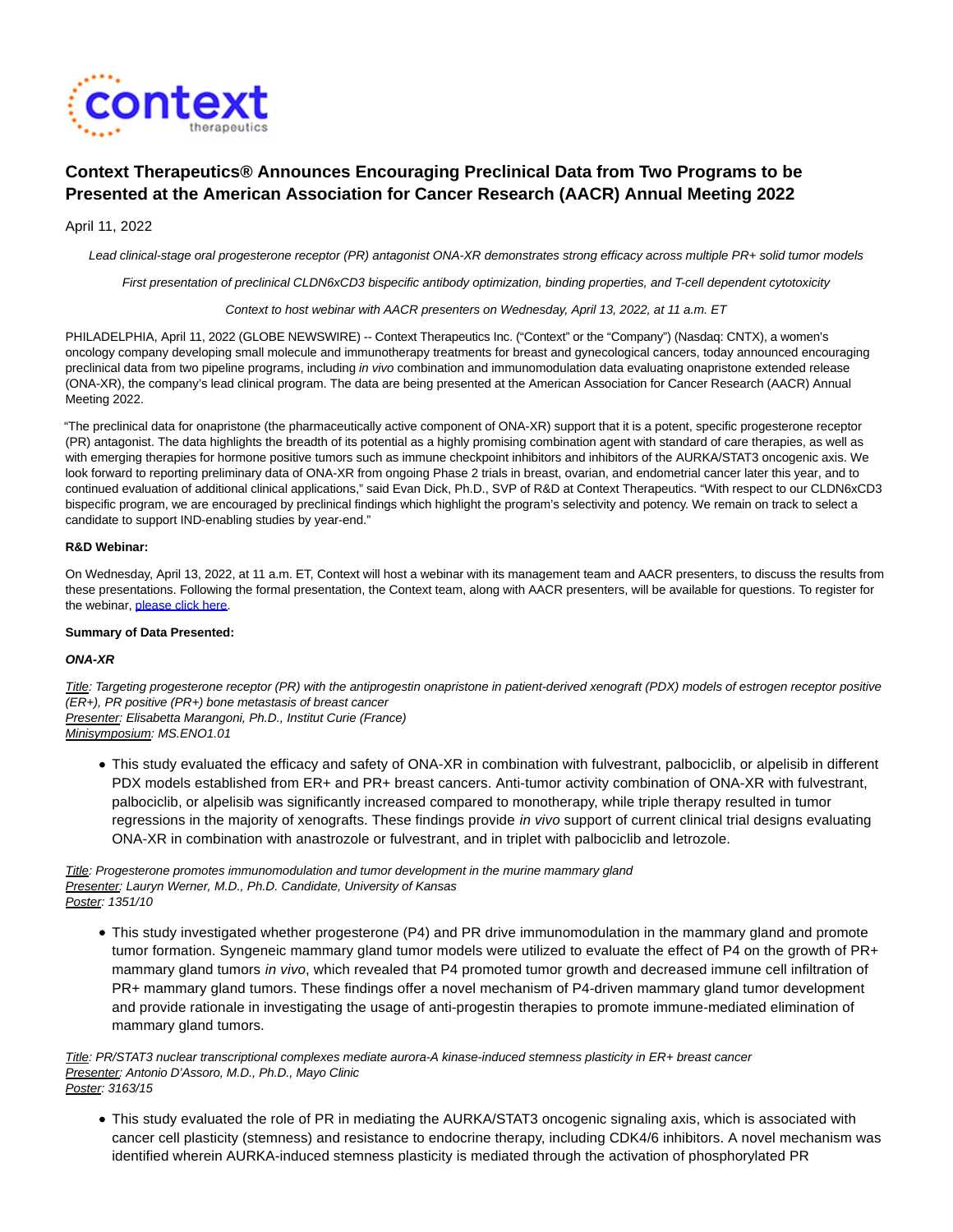# Context Therapeutics® Announces Encouraging Preclinical Data from Two Programs to be Presented at the American Association for Cancer Research (AACR) Annual Meeting 2022

April 11, 2022

*Lead clinical-stage oral progesterone receptor (PR) antagonist ONA-XR demonstrates strong efficacy across multiple PR+ solid tumor models*

*First presentation of preclinical CLDN6xCD3 bispecific antibody optimization, binding properties, and T-cell dependent cytotoxicity*

*Context to host webinar with AACR presenters on Wednesday, April 13, 2022, at 11 a.m. ET*

PHILADELPHIA, April 11, 2022 (GLOBE NEWSWIRE) -- Context Therapeutics Inc. ("Context" or the "Company") (Nasdaq: CNTX), a women's oncology company developing small molecule and immunotherapy treatments for breast and gynecological cancers, today announced encouraging preclinical data from two pipeline programs, including *in vivo* combination and immunomodulation data evaluating onapristone extended release (ONA-XR), the company's lead clinical program. The data are being presented at the American Association for Cancer Research (AACR) Annual Meeting 2022.

"The preclinical data for onapristone (the pharmaceutically active component of ONA-XR) support that it is a potent, specific progesterone receptor (PR) antagonist. The data highlights the breadth of its potential as a highly promising combination agent with standard of care therapies, as well as with emerging therapies for hormone positive tumors such as immune checkpoint inhibitors and inhibitors of the AURKA/STAT3 oncogenic axis. We look forward to reporting preliminary data of ONA-XR from ongoing Phase 2 trials in breast, ovarian, and endometrial cancer later this year, and to continued evaluation of additional clinical applications," said Evan Dick, Ph.D., SVP of R&D at Context Therapeutics. "With respect to our CLDN6xCD3 bispecific program, we are encouraged by preclinical findings which highlight the program's selectivity and potency. We remain on track to select a candidate to support IND-enabling studies by year-end."

**R&D Webinar:**

On Wednesday, April 13, 2022, at 11 a.m. ET, Context will host a webinar with its management team and AACR presenters, to discuss the results from these presentations. Following the formal presentation, the Context team, along with AACR presenters, will be available for questions. To register for the webinar, please click here.

**Summary of Data Presented:**

***ONA-XR***

*Title: Targeting progesterone receptor (PR) with the antiprogestin onapristone in patient-derived xenograft (PDX) models of estrogen receptor positive (ER+), PR positive (PR+) bone metastasis of breast cancer*
*Presenter: Elisabetta Marangoni, Ph.D., Institut Curie (France)*
*Minisymposium: MS.ENO1.01*

- This study evaluated the efficacy and safety of ONA-XR in combination with fulvestrant, palbociclib, or alpelisib in different PDX models established from ER+ and PR+ breast cancers. Anti-tumor activity combination of ONA-XR with fulvestrant, palbociclib, or alpelisib was significantly increased compared to monotherapy, while triple therapy resulted in tumor regressions in the majority of xenografts. These findings provide *in vivo* support of current clinical trial designs evaluating ONA-XR in combination with anastrozole or fulvestrant, and in triplet with palbociclib and letrozole.

*Title: Progesterone promotes immunomodulation and tumor development in the murine mammary gland*
*Presenter: Lauryn Werner, M.D., Ph.D. Candidate, University of Kansas*
*Poster: 1351/10*

- This study investigated whether progesterone (P4) and PR drive immunomodulation in the mammary gland and promote tumor formation. Syngeneic mammary gland tumor models were utilized to evaluate the effect of P4 on the growth of PR+ mammary gland tumors *in vivo*, which revealed that P4 promoted tumor growth and decreased immune cell infiltration of PR+ mammary gland tumors. These findings offer a novel mechanism of P4-driven mammary gland tumor development and provide rationale in investigating the usage of anti-progestin therapies to promote immune-mediated elimination of mammary gland tumors.

*Title: PR/STAT3 nuclear transcriptional complexes mediate aurora-A kinase-induced stemness plasticity in ER+ breast cancer*
*Presenter: Antonio D'Assoro, M.D., Ph.D., Mayo Clinic*
*Poster: 3163/15*

- This study evaluated the role of PR in mediating the AURKA/STAT3 oncogenic signaling axis, which is associated with cancer cell plasticity (stemness) and resistance to endocrine therapy, including CDK4/6 inhibitors. A novel mechanism was identified wherein AURKA-induced stemness plasticity is mediated through the activation of phosphorylated PR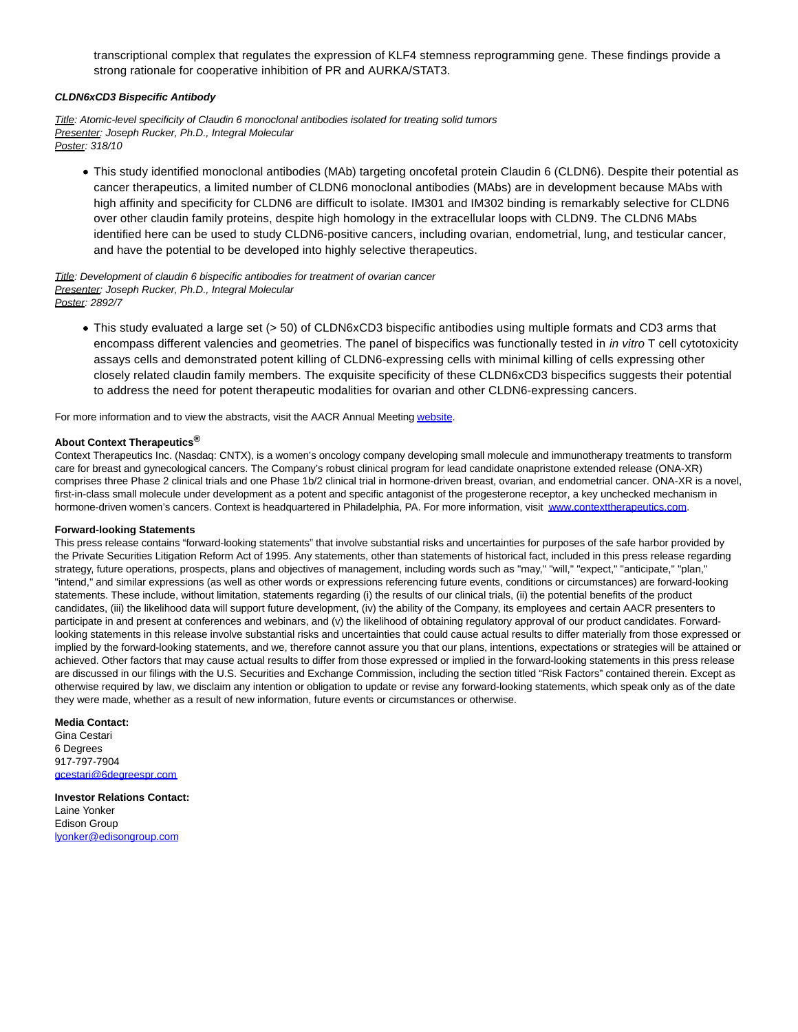transcriptional complex that regulates the expression of KLF4 stemness reprogramming gene. These findings provide a strong rationale for cooperative inhibition of PR and AURKA/STAT3.

***CLDN6xCD3 Bispecific Antibody***

*Title: Atomic-level specificity of Claudin 6 monoclonal antibodies isolated for treating solid tumors*
*Presenter: Joseph Rucker, Ph.D., Integral Molecular*
*Poster: 318/10*

- This study identified monoclonal antibodies (MAb) targeting oncofetal protein Claudin 6 (CLDN6). Despite their potential as cancer therapeutics, a limited number of CLDN6 monoclonal antibodies (MAbs) are in development because MAbs with high affinity and specificity for CLDN6 are difficult to isolate. IM301 and IM302 binding is remarkably selective for CLDN6 over other claudin family proteins, despite high homology in the extracellular loops with CLDN9. The CLDN6 MAbs identified here can be used to study CLDN6-positive cancers, including ovarian, endometrial, lung, and testicular cancer, and have the potential to be developed into highly selective therapeutics.

*Title: Development of claudin 6 bispecific antibodies for treatment of ovarian cancer*
*Presenter: Joseph Rucker, Ph.D., Integral Molecular*
*Poster: 2892/7*

- This study evaluated a large set (> 50) of CLDN6xCD3 bispecific antibodies using multiple formats and CD3 arms that encompass different valencies and geometries. The panel of bispecifics was functionally tested in *in vitro* T cell cytotoxicity assays cells and demonstrated potent killing of CLDN6-expressing cells with minimal killing of cells expressing other closely related claudin family members. The exquisite specificity of these CLDN6xCD3 bispecifics suggests their potential to address the need for potent therapeutic modalities for ovarian and other CLDN6-expressing cancers.

For more information and to view the abstracts, visit the AACR Annual Meeting website.

**About Context Therapeutics®**
Context Therapeutics Inc. (Nasdaq: CNTX), is a women's oncology company developing small molecule and immunotherapy treatments to transform care for breast and gynecological cancers. The Company's robust clinical program for lead candidate onapristone extended release (ONA-XR) comprises three Phase 2 clinical trials and one Phase 1b/2 clinical trial in hormone-driven breast, ovarian, and endometrial cancer. ONA-XR is a novel, first-in-class small molecule under development as a potent and specific antagonist of the progesterone receptor, a key unchecked mechanism in hormone-driven women's cancers. Context is headquartered in Philadelphia, PA. For more information, visit www.contexttherapeutics.com.

**Forward-looking Statements**
This press release contains "forward-looking statements" that involve substantial risks and uncertainties for purposes of the safe harbor provided by the Private Securities Litigation Reform Act of 1995. Any statements, other than statements of historical fact, included in this press release regarding strategy, future operations, prospects, plans and objectives of management, including words such as "may," "will," "expect," "anticipate," "plan," "intend," and similar expressions (as well as other words or expressions referencing future events, conditions or circumstances) are forward-looking statements. These include, without limitation, statements regarding (i) the results of our clinical trials, (ii) the potential benefits of the product candidates, (iii) the likelihood data will support future development, (iv) the ability of the Company, its employees and certain AACR presenters to participate in and present at conferences and webinars, and (v) the likelihood of obtaining regulatory approval of our product candidates. Forward-looking statements in this release involve substantial risks and uncertainties that could cause actual results to differ materially from those expressed or implied by the forward-looking statements, and we, therefore cannot assure you that our plans, intentions, expectations or strategies will be attained or achieved. Other factors that may cause actual results to differ from those expressed or implied in the forward-looking statements in this press release are discussed in our filings with the U.S. Securities and Exchange Commission, including the section titled "Risk Factors" contained therein. Except as otherwise required by law, we disclaim any intention or obligation to update or revise any forward-looking statements, which speak only as of the date they were made, whether as a result of new information, future events or circumstances or otherwise.

**Media Contact:**
Gina Cestari
6 Degrees
917-797-7904
gcestari@6degreespr.com

**Investor Relations Contact:**
Laine Yonker
Edison Group
lyonker@edisongroup.com